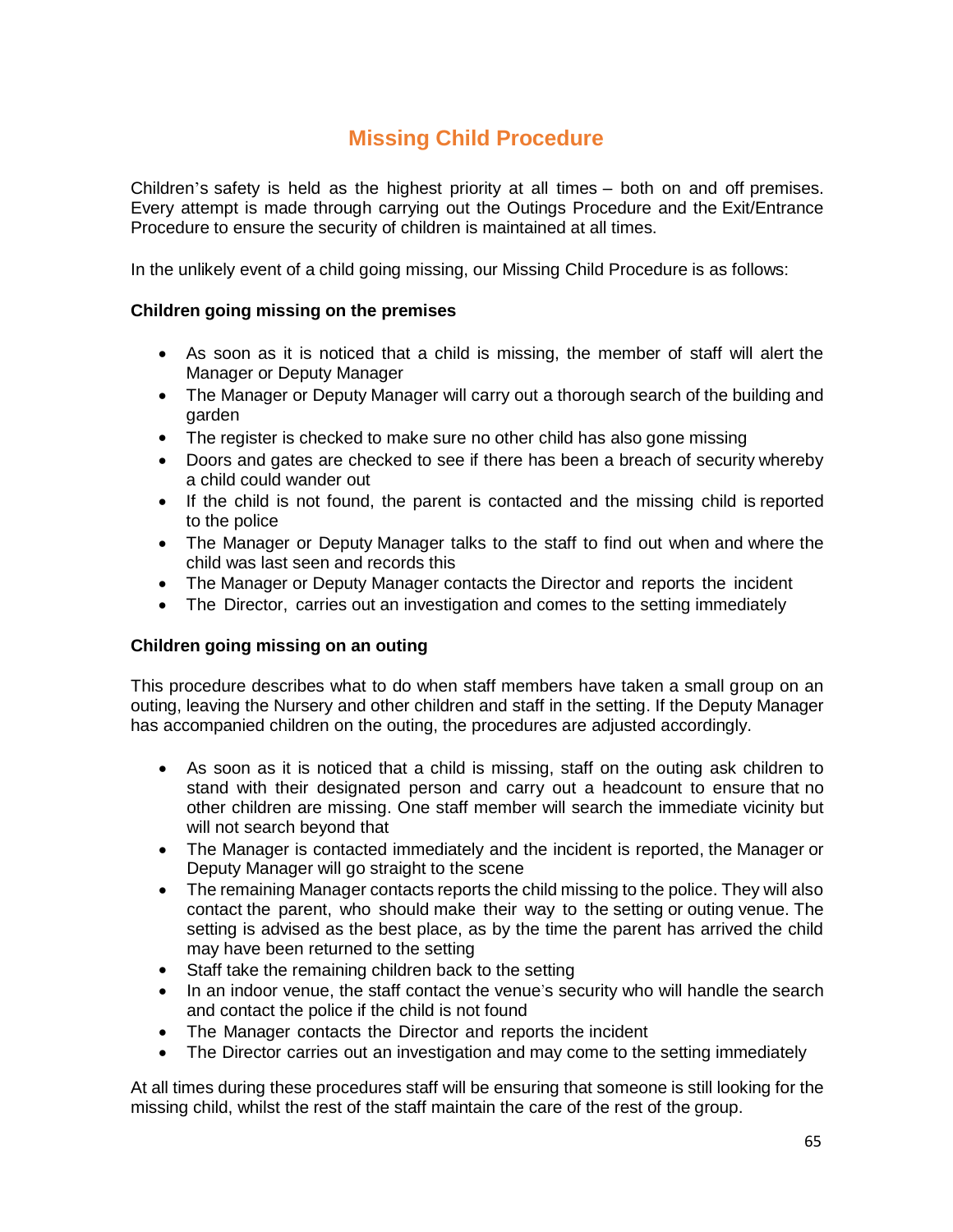# Missing Child Procedure

Children's safety is held as the highest priority at all times – both on and off premises. Every attempt is made through carrying out the Outings Procedure and the Exit/Entrance Procedure to ensure the security of children is maintained at all times.

In the unlikely event of a child going missing, our Missing Child Procedure is as follows:

**Children going missing on the premises**

- As soon as it is noticed that a child is missing, the member of staff will alert the Manager or Deputy Manager
- The Manager or Deputy Manager will carry out a thorough search of the building and garden
- The register is checked to make sure no other child has also gone missing
- Doors and gates are checked to see if there has been a breach of security whereby a child could wander out
- If the child is not found, the parent is contacted and the missing child is reported to the police
- The Manager or Deputy Manager talks to the staff to find out when and where the child was last seen and records this
- The Manager or Deputy Manager contacts the Director and reports the incident
- The Director, carries out an investigation and comes to the setting immediately

**Children going missing on an outing**

This procedure describes what to do when staff members have taken a small group on an outing, leaving the Nursery and other children and staff in the setting. If the Deputy Manager has accompanied children on the outing, the procedures are adjusted accordingly.

- As soon as it is noticed that a child is missing, staff on the outing ask children to stand with their designated person and carry out a headcount to ensure that no other children are missing. One staff member will search the immediate vicinity but will not search beyond that
- The Manager is contacted immediately and the incident is reported, the Manager or Deputy Manager will go straight to the scene
- The remaining Manager contacts reports the child missing to the police. They will also contact the parent, who should make their way to the setting or outing venue. The setting is advised as the best place, as by the time the parent has arrived the child may have been returned to the setting
- Staff take the remaining children back to the setting
- In an indoor venue, the staff contact the venue's security who will handle the search and contact the police if the child is not found
- The Manager contacts the Director and reports the incident
- The Director carries out an investigation and may come to the setting immediately

At all times during these procedures staff will be ensuring that someone is still looking for the missing child, whilst the rest of the staff maintain the care of the rest of the group.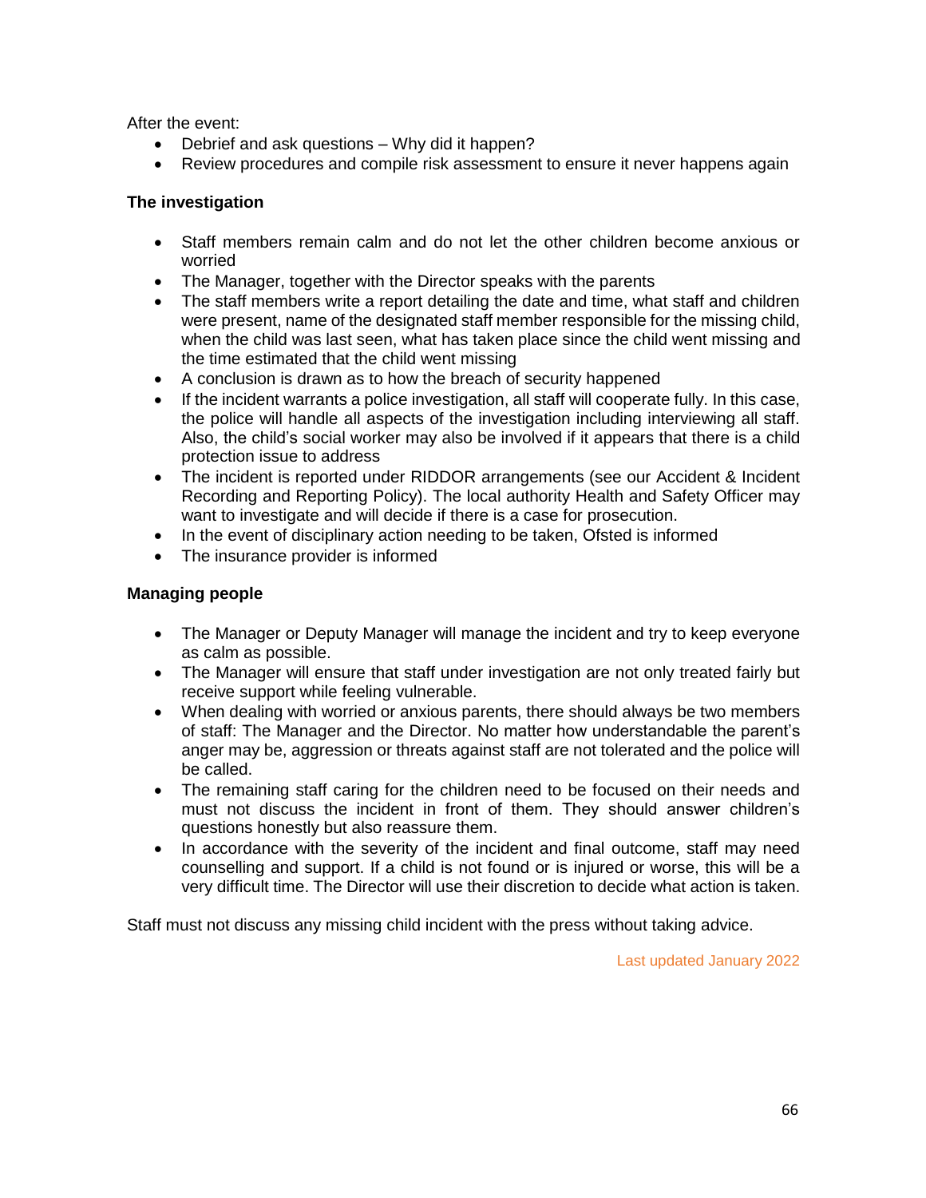After the event:

- Debrief and ask questions – Why did it happen?
- Review procedures and compile risk assessment to ensure it never happens again

**The investigation**

- Staff members remain calm and do not let the other children become anxious or worried
- The Manager, together with the Director speaks with the parents
- The staff members write a report detailing the date and time, what staff and children were present, name of the designated staff member responsible for the missing child, when the child was last seen, what has taken place since the child went missing and the time estimated that the child went missing
- A conclusion is drawn as to how the breach of security happened
- If the incident warrants a police investigation, all staff will cooperate fully. In this case, the police will handle all aspects of the investigation including interviewing all staff. Also, the child's social worker may also be involved if it appears that there is a child protection issue to address
- The incident is reported under RIDDOR arrangements (see our Accident & Incident Recording and Reporting Policy). The local authority Health and Safety Officer may want to investigate and will decide if there is a case for prosecution.
- In the event of disciplinary action needing to be taken, Ofsted is informed
- The insurance provider is informed

**Managing people**

- The Manager or Deputy Manager will manage the incident and try to keep everyone as calm as possible.
- The Manager will ensure that staff under investigation are not only treated fairly but receive support while feeling vulnerable.
- When dealing with worried or anxious parents, there should always be two members of staff: The Manager and the Director. No matter how understandable the parent's anger may be, aggression or threats against staff are not tolerated and the police will be called.
- The remaining staff caring for the children need to be focused on their needs and must not discuss the incident in front of them. They should answer children's questions honestly but also reassure them.
- In accordance with the severity of the incident and final outcome, staff may need counselling and support. If a child is not found or is injured or worse, this will be a very difficult time. The Director will use their discretion to decide what action is taken.

Staff must not discuss any missing child incident with the press without taking advice.

Last updated January 2022